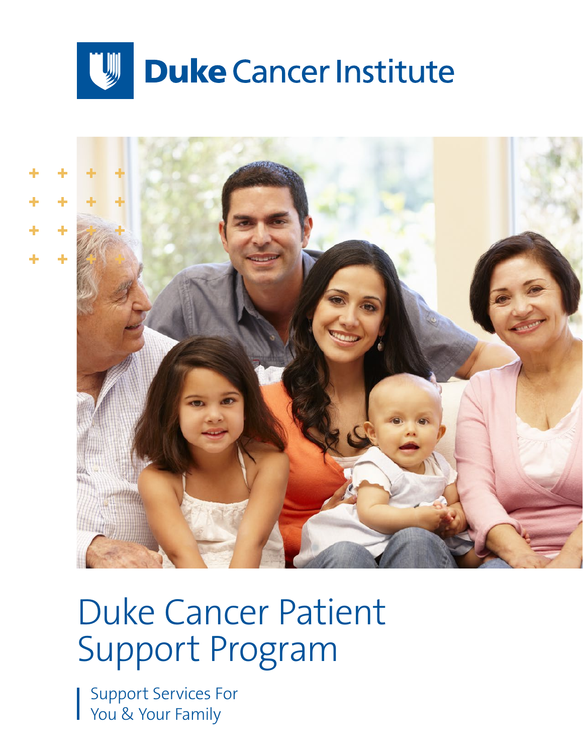Duke Cancer Institute

# Duke Cancer Patient Support Program

Support Services For You & Your Family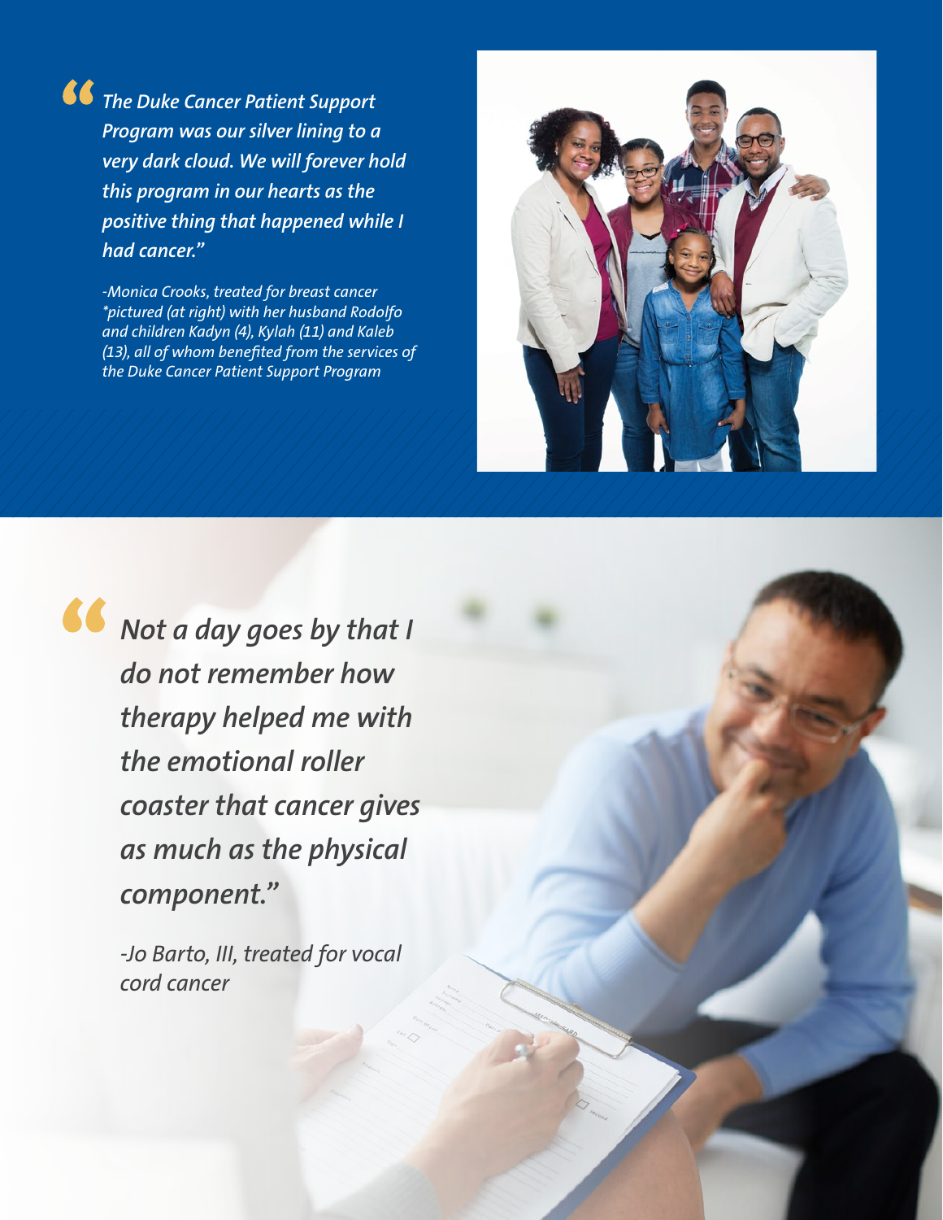> *"The Duke Cancer Patient Support Program was our silver lining to a very dark cloud. We will forever hold this program in our hearts as the positive thing that happened while I had cancer."*
>
> *-Monica Crooks, treated for breast cancer*
> *\*pictured (at right) with her husband Rodolfo and children Kadyn (4), Kylah (11) and Kaleb (13), all of whom benefited from the services of the Duke Cancer Patient Support Program*

> *"Not a day goes by that I do not remember how therapy helped me with the emotional roller coaster that cancer gives as much as the physical component."*
>
> *-Jo Barto, III, treated for vocal cord cancer*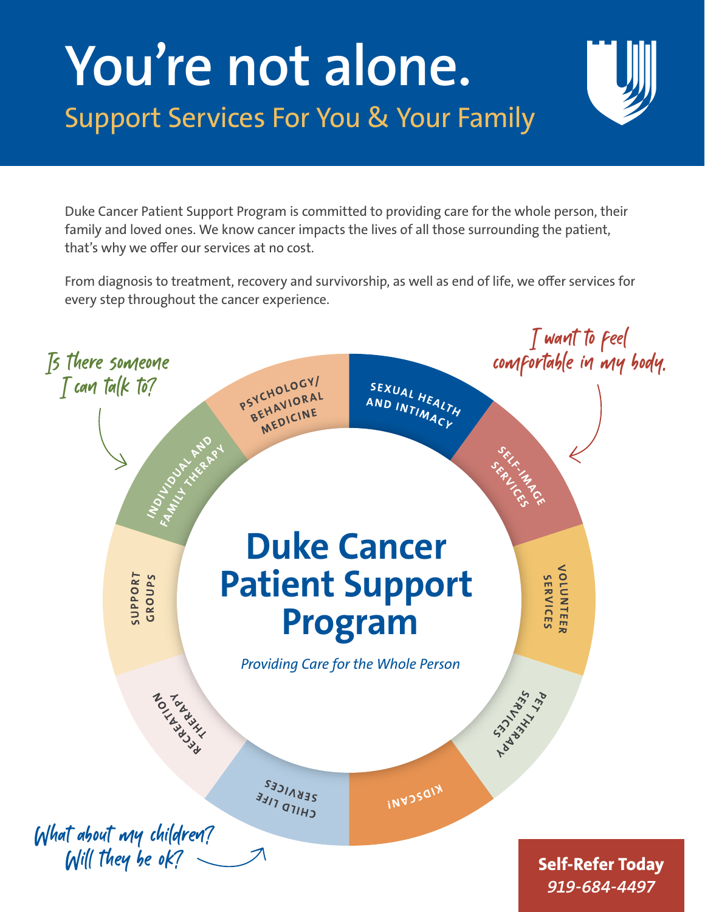# You're not alone.

## Support Services For You & Your Family

Duke Cancer Patient Support Program is committed to providing care for the whole person, their family and loved ones. We know cancer impacts the lives of all those surrounding the patient, that's why we offer our services at no cost.

From diagnosis to treatment, recovery and survivorship, as well as end of life, we offer services for every step throughout the cancer experience.

*Is there someone I can talk to?*

*I want to feel comfortable in my body.*

## Duke Cancer Patient Support Program

*Providing Care for the Whole Person*

- Psychology/Behavioral Medicine
- Sexual Health and Intimacy
- Self-Image Services
- Volunteer Services
- Pet Therapy Services
- KidsCan!
- Child Life Services
- Recreation Therapy
- Support Groups
- Individual and Family Therapy

*What about my children? Will they be ok?*

**Self-Refer Today**
*919-684-4497*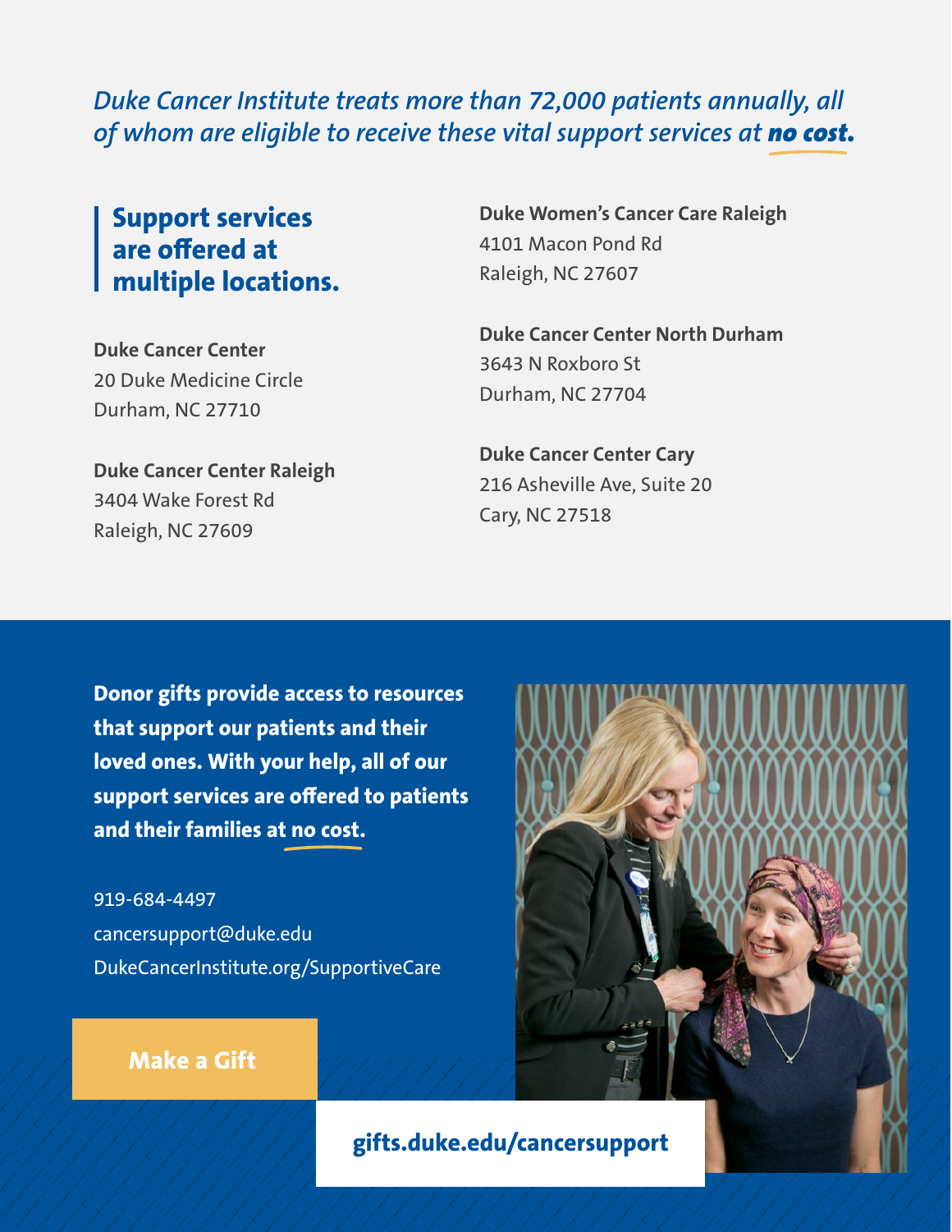*Duke Cancer Institute treats more than 72,000 patients annually, all of whom are eligible to receive these vital support services at **no cost.***

## Support services are offered at multiple locations.

**Duke Cancer Center**
20 Duke Medicine Circle
Durham, NC 27710

**Duke Cancer Center Raleigh**
3404 Wake Forest Rd
Raleigh, NC 27609

**Duke Women's Cancer Care Raleigh**
4101 Macon Pond Rd
Raleigh, NC 27607

**Duke Cancer Center North Durham**
3643 N Roxboro St
Durham, NC 27704

**Duke Cancer Center Cary**
216 Asheville Ave, Suite 20
Cary, NC 27518

**Donor gifts provide access to resources that support our patients and their loved ones. With your help, all of our support services are offered to patients and their families at no cost.**

919-684-4497
cancersupport@duke.edu
DukeCancerInstitute.org/SupportiveCare

**Make a Gift**

**gifts.duke.edu/cancersupport**